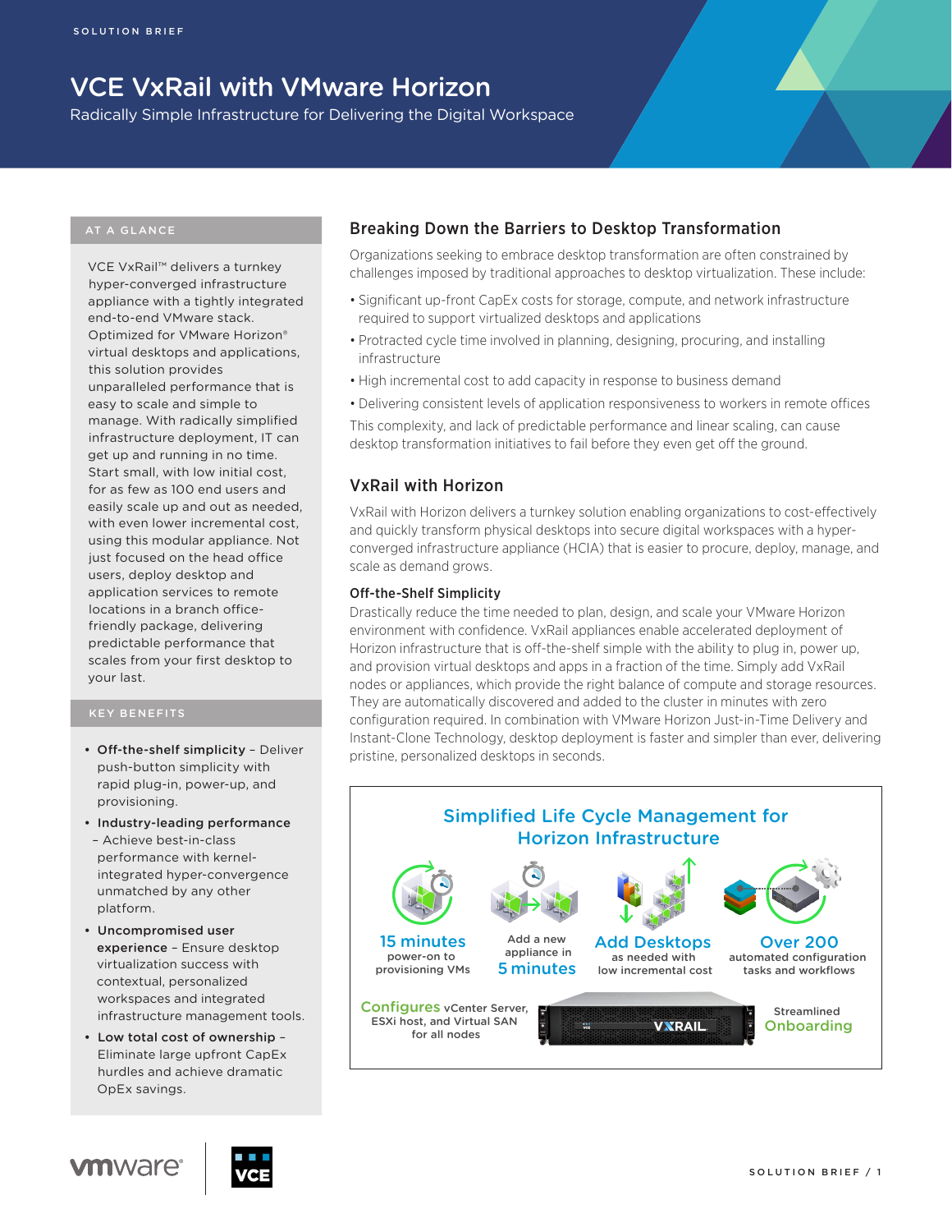SOLUTION BRIEF

# VCE VxRail with VMware Horizon

Radically Simple Infrastructure for Delivering the Digital Workspace

## AT A GLANCE

VCE VxRail™ delivers a turnkey hyper-converged infrastructure appliance with a tightly integrated end-to-end VMware stack. Optimized for VMware Horizon® virtual desktops and applications, this solution provides unparalleled performance that is easy to scale and simple to manage. With radically simplified infrastructure deployment, IT can get up and running in no time. Start small, with low initial cost, for as few as 100 end users and easily scale up and out as needed, with even lower incremental cost, using this modular appliance. Not just focused on the head office users, deploy desktop and application services to remote locations in a branch office-friendly package, delivering predictable performance that scales from your first desktop to your last.

## KEY BENEFITS

- **Off-the-shelf simplicity** – Deliver push-button simplicity with rapid plug-in, power-up, and provisioning.
- **Industry-leading performance** – Achieve best-in-class performance with kernel-integrated hyper-convergence unmatched by any other platform.
- **Uncompromised user experience** – Ensure desktop virtualization success with contextual, personalized workspaces and integrated infrastructure management tools.
- **Low total cost of ownership** – Eliminate large upfront CapEx hurdles and achieve dramatic OpEx savings.

## Breaking Down the Barriers to Desktop Transformation

Organizations seeking to embrace desktop transformation are often constrained by challenges imposed by traditional approaches to desktop virtualization. These include:

- Significant up-front CapEx costs for storage, compute, and network infrastructure required to support virtualized desktops and applications
- Protracted cycle time involved in planning, designing, procuring, and installing infrastructure
- High incremental cost to add capacity in response to business demand
- Delivering consistent levels of application responsiveness to workers in remote offices

This complexity, and lack of predictable performance and linear scaling, can cause desktop transformation initiatives to fail before they even get off the ground.

## VxRail with Horizon

VxRail with Horizon delivers a turnkey solution enabling organizations to cost-effectively and quickly transform physical desktops into secure digital workspaces with a hyper-converged infrastructure appliance (HCIA) that is easier to procure, deploy, manage, and scale as demand grows.

### Off-the-Shelf Simplicity

Drastically reduce the time needed to plan, design, and scale your VMware Horizon environment with confidence. VxRail appliances enable accelerated deployment of Horizon infrastructure that is off-the-shelf simple with the ability to plug in, power up, and provision virtual desktops and apps in a fraction of the time. Simply add VxRail nodes or appliances, which provide the right balance of compute and storage resources. They are automatically discovered and added to the cluster in minutes with zero configuration required. In combination with VMware Horizon Just-in-Time Delivery and Instant-Clone Technology, desktop deployment is faster and simpler than ever, delivering pristine, personalized desktops in seconds.

**Simplified Life Cycle Management for Horizon Infrastructure**

- **15 minutes** power-on to provisioning VMs
- Add a new appliance in **5 minutes**
- **Add Desktops** as needed with low incremental cost
- **Over 200** automated configuration tasks and workflows
- **Configures** vCenter Server, ESXi host, and Virtual SAN for all nodes
- Streamlined **Onboarding**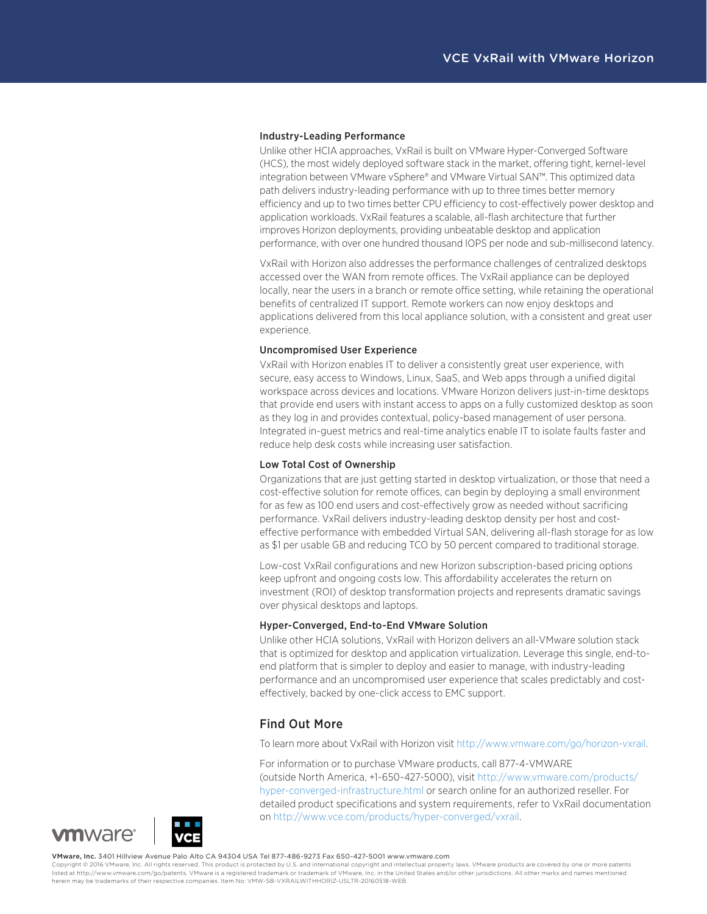### Industry-Leading Performance

Unlike other HCIA approaches, VxRail is built on VMware Hyper-Converged Software (HCS), the most widely deployed software stack in the market, offering tight, kernel-level integration between VMware vSphere® and VMware Virtual SAN™. This optimized data path delivers industry-leading performance with up to three times better memory efficiency and up to two times better CPU efficiency to cost-effectively power desktop and application workloads. VxRail features a scalable, all-flash architecture that further improves Horizon deployments, providing unbeatable desktop and application performance, with over one hundred thousand IOPS per node and sub-millisecond latency.

VxRail with Horizon also addresses the performance challenges of centralized desktops accessed over the WAN from remote offices. The VxRail appliance can be deployed locally, near the users in a branch or remote office setting, while retaining the operational benefits of centralized IT support. Remote workers can now enjoy desktops and applications delivered from this local appliance solution, with a consistent and great user experience.

### Uncompromised User Experience

VxRail with Horizon enables IT to deliver a consistently great user experience, with secure, easy access to Windows, Linux, SaaS, and Web apps through a unified digital workspace across devices and locations. VMware Horizon delivers just-in-time desktops that provide end users with instant access to apps on a fully customized desktop as soon as they log in and provides contextual, policy-based management of user persona. Integrated in-guest metrics and real-time analytics enable IT to isolate faults faster and reduce help desk costs while increasing user satisfaction.

### Low Total Cost of Ownership

Organizations that are just getting started in desktop virtualization, or those that need a cost-effective solution for remote offices, can begin by deploying a small environment for as few as 100 end users and cost-effectively grow as needed without sacrificing performance. VxRail delivers industry-leading desktop density per host and cost-effective performance with embedded Virtual SAN, delivering all-flash storage for as low as $1 per usable GB and reducing TCO by 50 percent compared to traditional storage.

Low-cost VxRail configurations and new Horizon subscription-based pricing options keep upfront and ongoing costs low. This affordability accelerates the return on investment (ROI) of desktop transformation projects and represents dramatic savings over physical desktops and laptops.

### Hyper-Converged, End-to-End VMware Solution

Unlike other HCIA solutions, VxRail with Horizon delivers an all-VMware solution stack that is optimized for desktop and application virtualization. Leverage this single, end-to-end platform that is simpler to deploy and easier to manage, with industry-leading performance and an uncompromised user experience that scales predictably and cost-effectively, backed by one-click access to EMC support.

## Find Out More

To learn more about VxRail with Horizon visit http://www.vmware.com/go/horizon-vxrail.

For information or to purchase VMware products, call 877-4-VMWARE (outside North America, +1-650-427-5000), visit http://www.vmware.com/products/hyper-converged-infrastructure.html or search online for an authorized reseller. For detailed product specifications and system requirements, refer to VxRail documentation on http://www.vce.com/products/hyper-converged/vxrail.

**VMware, Inc.** 3401 Hillview Avenue Palo Alto CA 94304 USA Tel 877-486-9273 Fax 650-427-5001 www.vmware.com
Copyright © 2016 VMware, Inc. All rights reserved. This product is protected by U.S. and international copyright and intellectual property laws. VMware products are covered by one or more patents listed at http://www.vmware.com/go/patents. VMware is a registered trademark or trademark of VMware, Inc. in the United States and/or other jurisdictions. All other marks and names mentioned herein may be trademarks of their respective companies. Item No: VMW-SB-VXRAILWITHHORIZ-USLTR-20160518-WEB